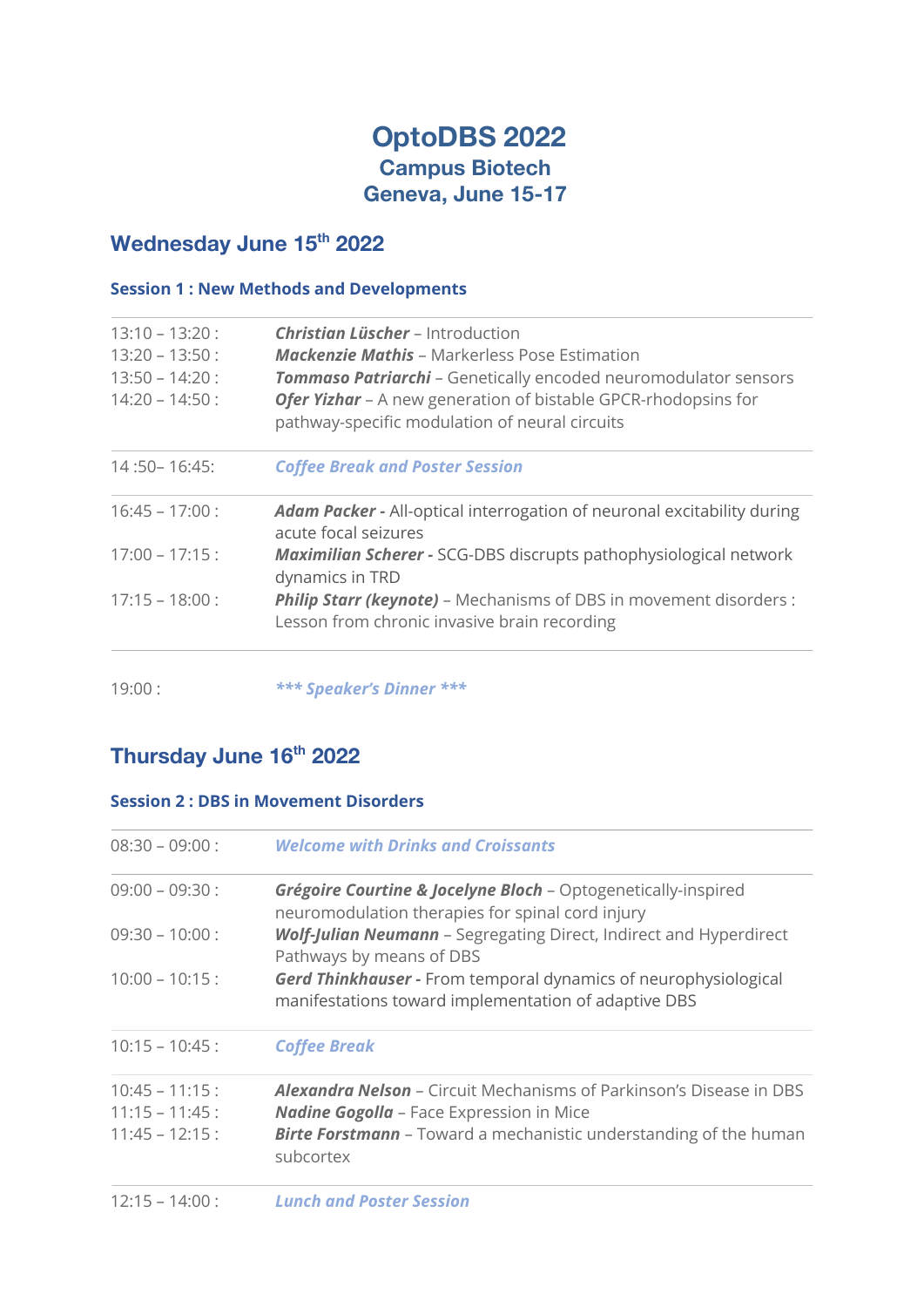# OptoDBS 2022

## Campus Biotech

## Geneva, June 15-17

## Wednesday June 15th 2022

### Session 1 : New Methods and Developments

| | |
|---|---|
| 13:10 – 13:20 : | ***Christian Lüscher*** – Introduction |
| 13:20 – 13:50 : | ***Mackenzie Mathis*** – Markerless Pose Estimation |
| 13:50 – 14:20 : | ***Tommaso Patriarchi*** – Genetically encoded neuromodulator sensors |
| 14:20 – 14:50 : | ***Ofer Yizhar*** – A new generation of bistable GPCR-rhodopsins for pathway-specific modulation of neural circuits |
| 14 :50– 16:45: | ***Coffee Break and Poster Session*** |
| 16:45 – 17:00 : | ***Adam Packer -*** All-optical interrogation of neuronal excitability during acute focal seizures |
| 17:00 – 17:15 : | ***Maximilian Scherer -*** SCG-DBS discrupts pathophysiological network dynamics in TRD |
| 17:15 – 18:00 : | ***Philip Starr (keynote)*** – Mechanisms of DBS in movement disorders : Lesson from chronic invasive brain recording |

19:00 : ***\*\*\* Speaker's Dinner \*\*\****

## Thursday June 16th 2022

### Session 2 : DBS in Movement Disorders

| | |
|---|---|
| 08:30 – 09:00 : | ***Welcome with Drinks and Croissants*** |
| 09:00 – 09:30 : | ***Grégoire Courtine & Jocelyne Bloch*** – Optogenetically-inspired neuromodulation therapies for spinal cord injury |
| 09:30 – 10:00 : | ***Wolf-Julian Neumann*** – Segregating Direct, Indirect and Hyperdirect Pathways by means of DBS |
| 10:00 – 10:15 : | ***Gerd Thinkhauser -*** From temporal dynamics of neurophysiological manifestations toward implementation of adaptive DBS |
| 10:15 – 10:45 : | ***Coffee Break*** |
| 10:45 – 11:15 : | ***Alexandra Nelson*** – Circuit Mechanisms of Parkinson's Disease in DBS |
| 11:15 – 11:45 : | ***Nadine Gogolla*** – Face Expression in Mice |
| 11:45 – 12:15 : | ***Birte Forstmann*** – Toward a mechanistic understanding of the human subcortex |
| 12:15 – 14:00 : | ***Lunch and Poster Session*** |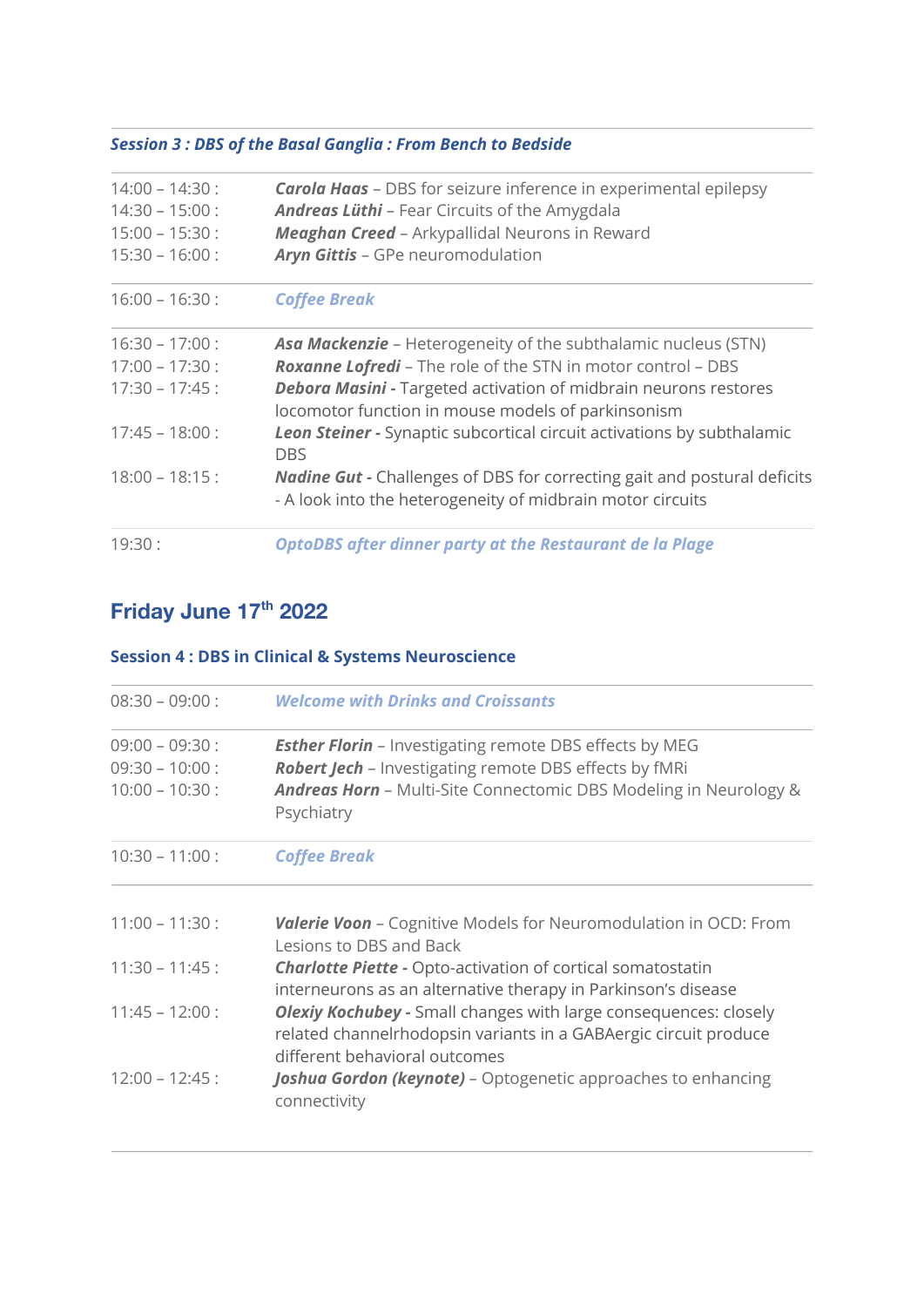### *Session 3 : DBS of the Basal Ganglia : From Bench to Bedside*

| | |
|---|---|
| 14:00 – 14:30 : | ***Carola Haas*** – DBS for seizure inference in experimental epilepsy |
| 14:30 – 15:00 : | ***Andreas Lüthi*** – Fear Circuits of the Amygdala |
| 15:00 – 15:30 : | ***Meaghan Creed*** – Arkypallidal Neurons in Reward |
| 15:30 – 16:00 : | ***Aryn Gittis*** – GPe neuromodulation |
| 16:00 – 16:30 : | ***Coffee Break*** |
| 16:30 – 17:00 : | ***Asa Mackenzie*** – Heterogeneity of the subthalamic nucleus (STN) |
| 17:00 – 17:30 : | ***Roxanne Lofredi*** – The role of the STN in motor control – DBS |
| 17:30 – 17:45 : | ***Debora Masini -*** Targeted activation of midbrain neurons restores locomotor function in mouse models of parkinsonism |
| 17:45 – 18:00 : | ***Leon Steiner -*** Synaptic subcortical circuit activations by subthalamic DBS |
| 18:00 – 18:15 : | ***Nadine Gut -*** Challenges of DBS for correcting gait and postural deficits - A look into the heterogeneity of midbrain motor circuits |
| 19:30 : | ***OptoDBS after dinner party at the Restaurant de la Plage*** |

## Friday June 17th 2022

### Session 4 : DBS in Clinical & Systems Neuroscience

| | |
|---|---|
| 08:30 – 09:00 : | ***Welcome with Drinks and Croissants*** |
| 09:00 – 09:30 : | ***Esther Florin*** – Investigating remote DBS effects by MEG |
| 09:30 – 10:00 : | ***Robert Jech*** – Investigating remote DBS effects by fMRi |
| 10:00 – 10:30 : | ***Andreas Horn*** – Multi-Site Connectomic DBS Modeling in Neurology & Psychiatry |
| 10:30 – 11:00 : | ***Coffee Break*** |
| 11:00 – 11:30 : | ***Valerie Voon*** – Cognitive Models for Neuromodulation in OCD: From Lesions to DBS and Back |
| 11:30 – 11:45 : | ***Charlotte Piette -*** Opto-activation of cortical somatostatin interneurons as an alternative therapy in Parkinson's disease |
| 11:45 – 12:00 : | ***Olexiy Kochubey -*** Small changes with large consequences: closely related channelrhodopsin variants in a GABAergic circuit produce different behavioral outcomes |
| 12:00 – 12:45 : | ***Joshua Gordon (keynote)*** – Optogenetic approaches to enhancing connectivity |